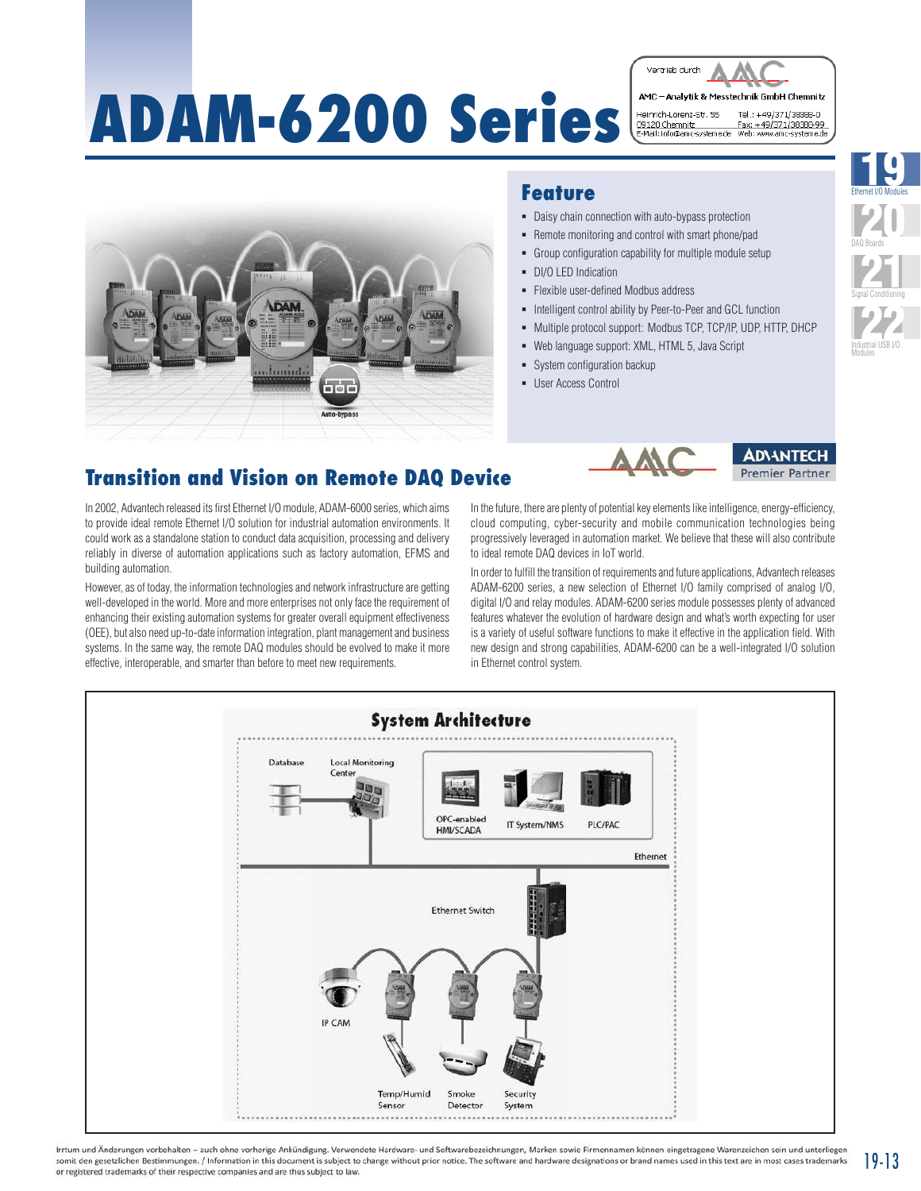# ADAM-6200 Series

Vertrieb durch AMC

AMC – Analytik & Messtechnik GmbH Chemnitz
Heinrich-Lorenz-Str. 55
09120 Chemnitz
E-Mail: info@amc-systeme.de
Tel.: +49/371/38388-0
Fax: +49/371/38388-99
Web: www.amc-systeme.de

## Feature

- Daisy chain connection with auto-bypass protection
- Remote monitoring and control with smart phone/pad
- Group configuration capability for multiple module setup
- DI/O LED Indication
- Flexible user-defined Modbus address
- Intelligent control ability by Peer-to-Peer and GCL function
- Multiple protocol support: Modbus TCP, TCP/IP, UDP, HTTP, DHCP
- Web language support: XML, HTML 5, Java Script
- System configuration backup
- User Access Control

AMC ADVANTECH Premier Partner

## Transition and Vision on Remote DAQ Device

In 2002, Advantech released its first Ethernet I/O module, ADAM-6000 series, which aims to provide ideal remote Ethernet I/O solution for industrial automation environments. It could work as a standalone station to conduct data acquisition, processing and delivery reliably in diverse of automation applications such as factory automation, EFMS and building automation.

However, as of today, the information technologies and network infrastructure are getting well-developed in the world. More and more enterprises not only face the requirement of enhancing their existing automation systems for greater overall equipment effectiveness (OEE), but also need up-to-date information integration, plant management and business systems. In the same way, the remote DAQ modules should be evolved to make it more effective, interoperable, and smarter than before to meet new requirements.

In the future, there are plenty of potential key elements like intelligence, energy-efficiency, cloud computing, cyber-security and mobile communication technologies being progressively leveraged in automation market. We believe that these will also contribute to ideal remote DAQ devices in IoT world.

In order to fulfill the transition of requirements and future applications, Advantech releases ADAM-6200 series, a new selection of Ethernet I/O family comprised of analog I/O, digital I/O and relay modules. ADAM-6200 series module possesses plenty of advanced features whatever the evolution of hardware design and what's worth expecting for user is a variety of useful software functions to make it effective in the application field. With new design and strong capabilities, ADAM-6200 can be a well-integrated I/O solution in Ethernet control system.

### System Architecture

Database · Local Monitoring Center · OPC-enabled HMI/SCADA · IT System/NMS · PLC/PAC · Ethernet · Ethernet Switch · IP CAM · Temp/Humid Sensor · Smoke Detector · Security System

Irrtum und Änderungen vorbehalten – auch ohne vorherige Ankündigung. Verwendete Hardware- und Softwarebezeichnungen, Marken sowie Firmennamen können eingetragene Warenzeichen sein und unterliegen somit den gesetzlichen Bestimmungen. / Information in this document is subject to change without prior notice. The software and hardware designations or brand names used in this text are in most cases trademarks or registered trademarks of their respective companies and are thus subject to law.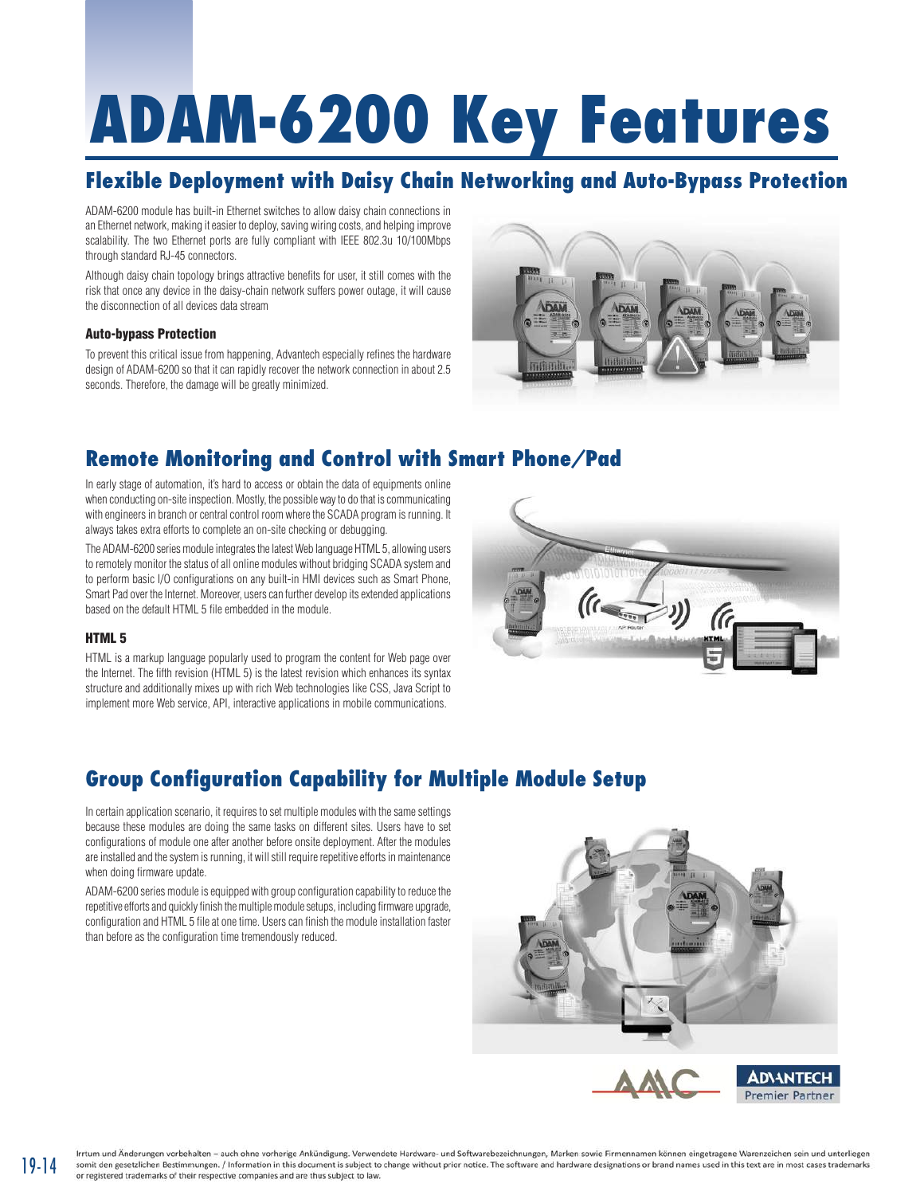# ADAM-6200 Key Features

## Flexible Deployment with Daisy Chain Networking and Auto-Bypass Protection

ADAM-6200 module has built-in Ethernet switches to allow daisy chain connections in an Ethernet network, making it easier to deploy, saving wiring costs, and helping improve scalability. The two Ethernet ports are fully compliant with IEEE 802.3u 10/100Mbps through standard RJ-45 connectors.

Although daisy chain topology brings attractive benefits for user, it still comes with the risk that once any device in the daisy-chain network suffers power outage, it will cause the disconnection of all devices data stream

### Auto-bypass Protection

To prevent this critical issue from happening, Advantech especially refines the hardware design of ADAM-6200 so that it can rapidly recover the network connection in about 2.5 seconds. Therefore, the damage will be greatly minimized.

## Remote Monitoring and Control with Smart Phone/Pad

In early stage of automation, it's hard to access or obtain the data of equipments online when conducting on-site inspection. Mostly, the possible way to do that is communicating with engineers in branch or central control room where the SCADA program is running. It always takes extra efforts to complete an on-site checking or debugging.

The ADAM-6200 series module integrates the latest Web language HTML 5, allowing users to remotely monitor the status of all online modules without bridging SCADA system and to perform basic I/O configurations on any built-in HMI devices such as Smart Phone, Smart Pad over the Internet. Moreover, users can further develop its extended applications based on the default HTML 5 file embedded in the module.

### HTML 5

HTML is a markup language popularly used to program the content for Web page over the Internet. The fifth revision (HTML 5) is the latest revision which enhances its syntax structure and additionally mixes up with rich Web technologies like CSS, Java Script to implement more Web service, API, interactive applications in mobile communications.

## Group Configuration Capability for Multiple Module Setup

In certain application scenario, it requires to set multiple modules with the same settings because these modules are doing the same tasks on different sites. Users have to set configurations of module one after another before onsite deployment. After the modules are installed and the system is running, it will still require repetitive efforts in maintenance when doing firmware update.

ADAM-6200 series module is equipped with group configuration capability to reduce the repetitive efforts and quickly finish the multiple module setups, including firmware upgrade, configuration and HTML 5 file at one time. Users can finish the module installation faster than before as the configuration time tremendously reduced.

Irrtum und Änderungen vorbehalten – auch ohne vorherige Ankündigung. Verwendete Hardware- und Softwarebezeichnungen, Marken sowie Firmennamen können eingetragene Warenzeichen sein und unterliegen somit den gesetzlichen Bestimmungen. / Information in this document is subject to change without prior notice. The software and hardware designations or brand names used in this text are in most cases trademarks or registered trademarks of their respective companies and are thus subject to law.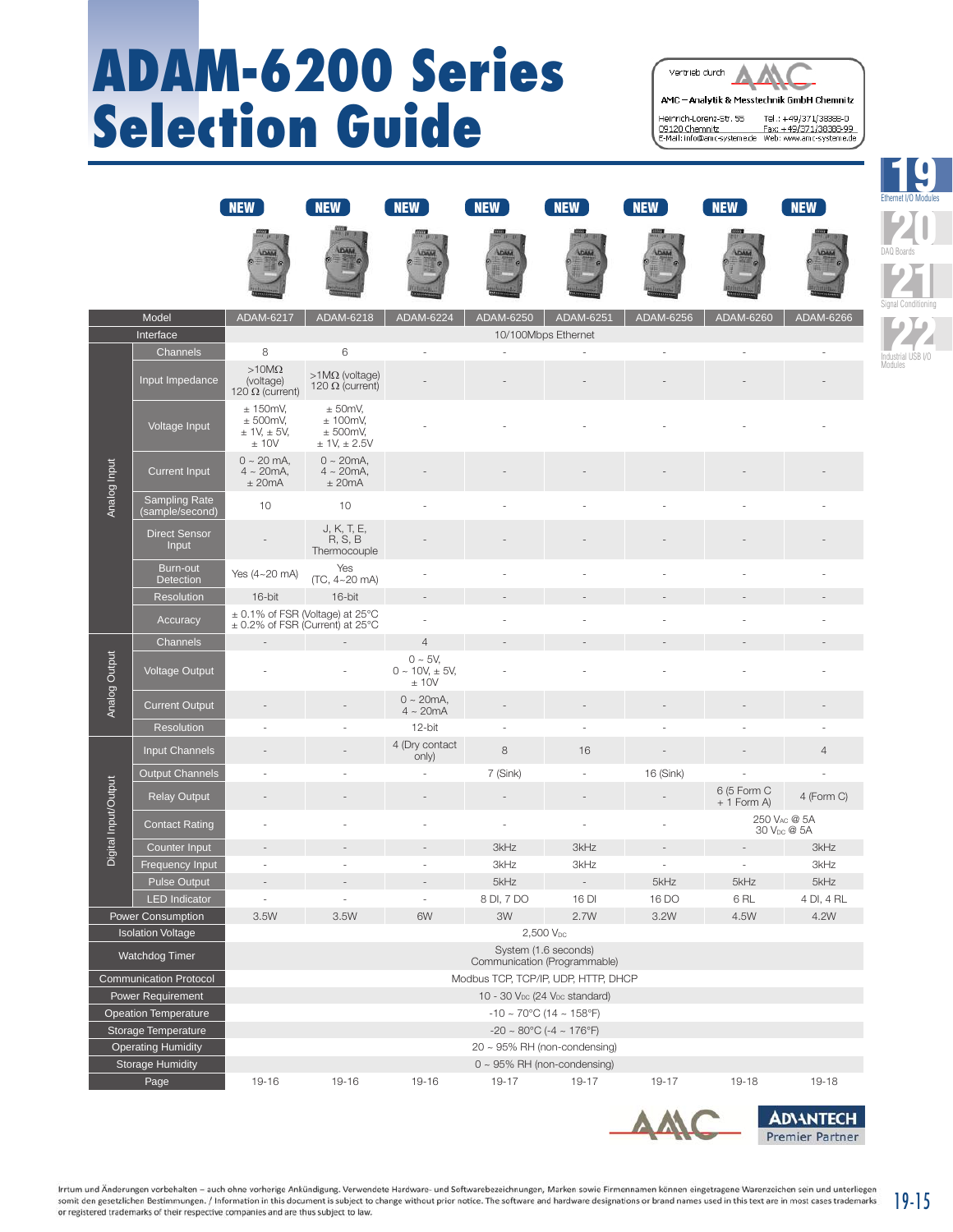# ADAM-6200 Series Selection Guide

Vertrieb durch AMC – Analytik & Messtechnik GmbH Chemnitz
Heinrich-Lorenz-Str. 55, 09120 Chemnitz
Tel.: +49/371/38388-0, Fax: +49/371/38388-99
E-Mail: info@amc-systeme.de, Web: www.amc-systeme.de

| | | NEW | NEW | NEW | NEW | NEW | NEW | NEW | NEW |
|---|---|---|---|---|---|---|---|---|---|
| Model | | ADAM-6217 | ADAM-6218 | ADAM-6224 | ADAM-6250 | ADAM-6251 | ADAM-6256 | ADAM-6260 | ADAM-6266 |
| Interface | | 10/100Mbps Ethernet | | | | | | | |
| Analog Input | Channels | 8 | 6 | - | - | - | - | - | - |
| | Input Impedance | >10MΩ (voltage) 120 Ω (current) | >1MΩ (voltage) 120 Ω (current) | - | - | - | - | - | - |
| | Voltage Input | ± 150mV, ± 500mV, ± 1V, ± 5V, ± 10V | ± 50mV, ± 100mV, ± 500mV, ± 1V, ± 2.5V | - | - | - | - | - | - |
| | Current Input | 0 ~ 20 mA, 4 ~ 20mA, ± 20mA | 0 ~ 20mA, 4 ~ 20mA, ± 20mA | - | - | - | - | - | - |
| | Sampling Rate (sample/second) | 10 | 10 | - | - | - | - | - | - |
| | Direct Sensor Input | - | J, K, T, E, R, S, B Thermocouple | - | - | - | - | - | - |
| | Burn-out Detection | Yes (4~20 mA) | Yes (TC, 4~20 mA) | - | - | - | - | - | - |
| | Resolution | 16-bit | 16-bit | - | - | - | - | - | - |
| | Accuracy | ± 0.1% of FSR (Voltage) at 25°C ± 0.2% of FSR (Current) at 25°C | | - | - | - | - | - | - |
| Analog Output | Channels | - | - | 4 | - | - | - | - | - |
| | Voltage Output | - | - | 0 ~ 5V, 0 ~ 10V, ± 5V, ± 10V | - | - | - | - | - |
| | Current Output | - | - | 0 ~ 20mA, 4 ~ 20mA | - | - | - | - | - |
| | Resolution | - | - | 12-bit | - | - | - | - | - |
| Digital Input/Output | Input Channels | - | - | 4 (Dry contact only) | 8 | 16 | - | - | 4 |
| | Output Channels | - | - | - | 7 (Sink) | - | 16 (Sink) | - | - |
| | Relay Output | - | - | - | - | - | - | 6 (5 Form C + 1 Form A) | 4 (Form C) |
| | Contact Rating | - | - | - | - | - | - | 250 $V_{AC}$ @ 5A 30 $V_{DC}$ @ 5A | |
| | Counter Input | - | - | - | 3kHz | 3kHz | - | - | 3kHz |
| | Frequency Input | - | - | - | 3kHz | 3kHz | - | - | 3kHz |
| | Pulse Output | - | - | - | 5kHz | - | 5kHz | 5kHz | 5kHz |
| | LED Indicator | - | - | - | 8 DI, 7 DO | 16 DI | 16 DO | 6 RL | 4 DI, 4 RL |
| Power Consumption | | 3.5W | 3.5W | 6W | 3W | 2.7W | 3.2W | 4.5W | 4.2W |
| Isolation Voltage | | 2,500 $V_{DC}$ | | | | | | | |
| Watchdog Timer | | System (1.6 seconds) Communication (Programmable) | | | | | | | |
| Communication Protocol | | Modbus TCP, TCP/IP, UDP, HTTP, DHCP | | | | | | | |
| Power Requirement | | 10 - 30 $V_{DC}$ (24 $V_{DC}$ standard) | | | | | | | |
| Opeation Temperature | | -10 ~ 70°C (14 ~ 158°F) | | | | | | | |
| Storage Temperature | | -20 ~ 80°C (-4 ~ 176°F) | | | | | | | |
| Operating Humidity | | 20 ~ 95% RH (non-condensing) | | | | | | | |
| Storage Humidity | | 0 ~ 95% RH (non-condensing) | | | | | | | |
| Page | | 19-16 | 19-16 | 19-16 | 19-17 | 19-17 | 19-17 | 19-18 | 19-18 |

AMC — ADVANTECH Premier Partner

Irrtum und Änderungen vorbehalten – auch ohne vorherige Ankündigung. Verwendete Hardware- und Softwarebezeichnungen, Marken sowie Firmennamen können eingetragene Warenzeichen sein und unterliegen somit den gesetzlichen Bestimmungen. / Information in this document is subject to change without prior notice. The software and hardware designations or brand names used in this text are in most cases trademarks or registered trademarks of their respective companies and are thus subject to law.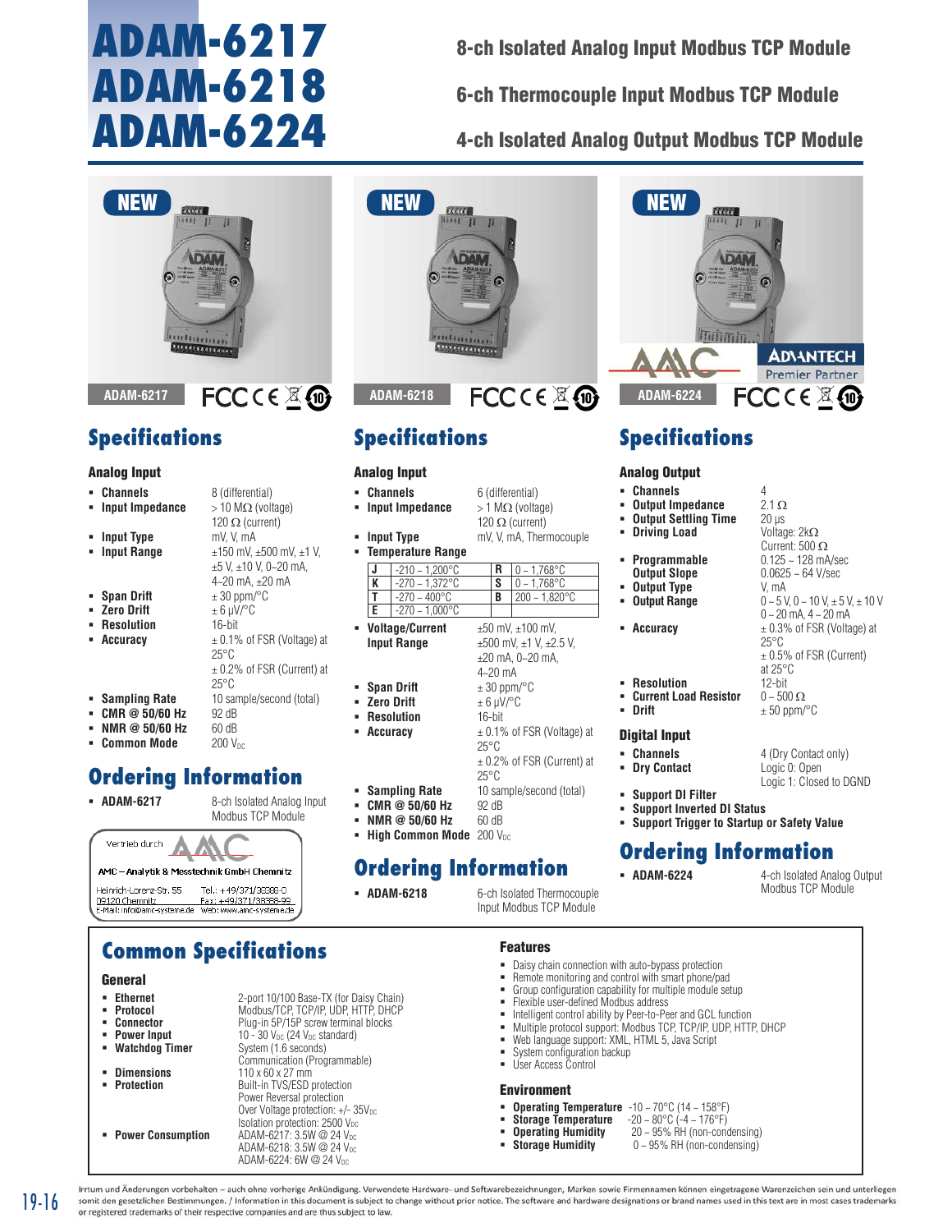# ADAM-6217 ADAM-6218 ADAM-6224

## 8-ch Isolated Analog Input Modbus TCP Module

## 6-ch Thermocouple Input Modbus TCP Module

## 4-ch Isolated Analog Output Modbus TCP Module

NEW

ADAM-6217

NEW

ADAM-6218

NEW

ADAM-6224

ADVANTECH Premier Partner

## Specifications (ADAM-6217)

### Analog Input

- **Channels**: 8 (differential)
- **Input Impedance**: > 10 MΩ (voltage), 120 Ω (current)
- **Input Type**: mV, V, mA
- **Input Range**: ±150 mV, ±500 mV, ±1 V, ±5 V, ±10 V, 0~20 mA, 4~20 mA, ±20 mA
- **Span Drift**: ± 30 ppm/°C
- **Zero Drift**: ± 6 µV/°C
- **Resolution**: 16-bit
- **Accuracy**: ± 0.1% of FSR (Voltage) at 25°C; ± 0.2% of FSR (Current) at 25°C
- **Sampling Rate**: 10 sample/second (total)
- **CMR @ 50/60 Hz**: 92 dB
- **NMR @ 50/60 Hz**: 60 dB
- **Common Mode**: 200 $V_{DC}$

## Ordering Information

- **ADAM-6217**: 8-ch Isolated Analog Input Modbus TCP Module

Vertrieb durch AMC

AMC – Analytik & Messtechnik GmbH Chemnitz
Heinrich-Lorenz-Str. 55, 09120 Chemnitz
Tel.: +49/371/38388-0, Fax: +49/371/38388-99
E-Mail: info@amc-systeme.de, Web: www.amc-systeme.de

## Specifications (ADAM-6218)

### Analog Input

- **Channels**: 6 (differential)
- **Input Impedance**: > 1 MΩ (voltage), 120 Ω (current)
- **Input Type**: mV, V, mA, Thermocouple
- **Temperature Range**:

| | | | |
|---|---|---|---|
| J | -210 ~ 1,200°C | R | 0 ~ 1,768°C |
| K | -270 ~ 1,372°C | S | 0 ~ 1,768°C |
| T | -270 ~ 400°C | B | 200 ~ 1,820°C |
| E | -270 ~ 1,000°C | | |

- **Voltage/Current Input Range**: ±50 mV, ±100 mV, ±500 mV, ±1 V, ±2.5 V, ±20 mA, 0~20 mA, 4~20 mA
- **Span Drift**: ± 30 ppm/°C
- **Zero Drift**: ± 6 µV/°C
- **Resolution**: 16-bit
- **Accuracy**: ± 0.1% of FSR (Voltage) at 25°C; ± 0.2% of FSR (Current) at 25°C
- **Sampling Rate**: 10 sample/second (total)
- **CMR @ 50/60 Hz**: 92 dB
- **NMR @ 50/60 Hz**: 60 dB
- **High Common Mode**: 200 $V_{DC}$

## Ordering Information

- **ADAM-6218**: 6-ch Isolated Thermocouple Input Modbus TCP Module

## Specifications (ADAM-6224)

### Analog Output

- **Channels**: 4
- **Output Impedance**: 2.1 Ω
- **Output Settling Time**: 20 µs
- **Driving Load**: Voltage: 2kΩ; Current: 500 Ω
- **Programmable Output Slope**: 0.125 ~ 128 mA/sec; 0.0625 ~ 64 V/sec
- **Output Type**: V, mA
- **Output Range**: 0 ~ 5 V, 0 ~ 10 V, ± 5 V, ± 10 V, 0 ~ 20 mA, 4 ~ 20 mA
- **Accuracy**: ± 0.3% of FSR (Voltage) at 25°C; ± 0.5% of FSR (Current) at 25°C
- **Resolution**: 12-bit
- **Current Load Resistor**: 0 ~ 500 Ω
- **Drift**: ± 50 ppm/°C

### Digital Input

- **Channels**: 4 (Dry Contact only)
- **Dry Contact**: Logic 0: Open; Logic 1: Closed to DGND
- **Support DI Filter**
- **Support Inverted DI Status**
- **Support Trigger to Startup or Safety Value**

## Ordering Information

- **ADAM-6224**: 4-ch Isolated Analog Output Modbus TCP Module

## Common Specifications

### General

- **Ethernet**: 2-port 10/100 Base-TX (for Daisy Chain)
- **Protocol**: Modbus/TCP, TCP/IP, UDP, HTTP, DHCP
- **Connector**: Plug-in 5P/15P screw terminal blocks
- **Power Input**: 10 - 30 $V_{DC}$ (24 $V_{DC}$ standard)
- **Watchdog Timer**: System (1.6 seconds); Communication (Programmable)
- **Dimensions**: 110 x 60 x 27 mm
- **Protection**: Built-in TVS/ESD protection; Power Reversal protection; Over Voltage protection: +/- 35$V_{DC}$; Isolation protection: 2500 $V_{DC}$
- **Power Consumption**: ADAM-6217: 3.5W @ 24 $V_{DC}$; ADAM-6218: 3.5W @ 24 $V_{DC}$; ADAM-6224: 6W @ 24 $V_{DC}$

### Features

- Daisy chain connection with auto-bypass protection
- Remote monitoring and control with smart phone/pad
- Group configuration capability for multiple module setup
- Flexible user-defined Modbus address
- Intelligent control ability by Peer-to-Peer and GCL function
- Multiple protocol support: Modbus TCP, TCP/IP, UDP, HTTP, DHCP
- Web language support: XML, HTML 5, Java Script
- System configuration backup
- User Access Control

### Environment

- **Operating Temperature**: -10 ~ 70°C (14 ~ 158°F)
- **Storage Temperature**: -20 ~ 80°C (-4 ~ 176°F)
- **Operating Humidity**: 20 ~ 95% RH (non-condensing)
- **Storage Humidity**: 0 ~ 95% RH (non-condensing)

Irrtum und Änderungen vorbehalten – auch ohne vorherige Ankündigung. Verwendete Hardware- und Softwarebezeichnungen, Marken sowie Firmennamen können eingetragene Warenzeichen sein und unterliegen somit den gesetzlichen Bestimmungen. / Information in this document is subject to change without prior notice. The software and hardware designations or brand names used in this text are in most cases trademarks or registered trademarks of their respective companies and are thus subject to law.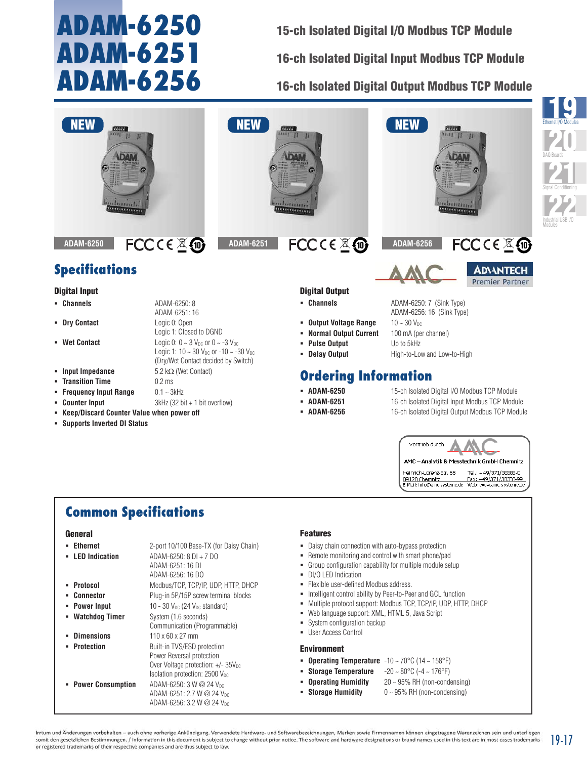# ADAM-6250 ADAM-6251 ADAM-6256

**15-ch Isolated Digital I/O Modbus TCP Module**

**16-ch Isolated Digital Input Modbus TCP Module**

**16-ch Isolated Digital Output Modbus TCP Module**

NEW — ADAM-6250

NEW — ADAM-6251

NEW — ADAM-6256

## Specifications

### Digital Input

- **Channels**: ADAM-6250: 8; ADAM-6251: 16
- **Dry Contact**: Logic 0: Open; Logic 1: Closed to DGND
- **Wet Contact**: Logic 0: 0 ~ 3 $V_{DC}$ or 0 ~ -3 $V_{DC}$; Logic 1: 10 ~ 30 $V_{DC}$ or -10 ~ -30 $V_{DC}$ (Dry/Wet Contact decided by Switch)
- **Input Impedance**: 5.2 kΩ (Wet Contact)
- **Transition Time**: 0.2 ms
- **Frequency Input Range**: 0.1 ~ 3kHz
- **Counter Input**: 3kHz (32 bit + 1 bit overflow)
- **Keep/Discard Counter Value when power off**
- **Supports Inverted DI Status**

### Digital Output

- **Channels**: ADAM-6250: 7 (Sink Type); ADAM-6256: 16 (Sink Type)
- **Output Voltage Range**: 10 ~ 30 $V_{DC}$
- **Normal Output Current**: 100 mA (per channel)
- **Pulse Output**: Up to 5kHz
- **Delay Output**: High-to-Low and Low-to-High

## Ordering Information

- **ADAM-6250**: 15-ch Isolated Digital I/O Modbus TCP Module
- **ADAM-6251**: 16-ch Isolated Digital Input Modbus TCP Module
- **ADAM-6256**: 16-ch Isolated Digital Output Modbus TCP Module

Vertrieb durch AMC – Analytik & Messtechnik GmbH Chemnitz
Heinrich-Lorenz-Str. 55, 09120 Chemnitz
Tel.: +49/371/38388-0, Fax: +49/371/38388-99
E-Mail: info@amc-systeme.de, Web: www.amc-systeme.de

## Common Specifications

### General

- **Ethernet**: 2-port 10/100 Base-TX (for Daisy Chain)
- **LED Indication**: ADAM-6250: 8 DI + 7 DO; ADAM-6251: 16 DI; ADAM-6256: 16 DO
- **Protocol**: Modbus/TCP, TCP/IP, UDP, HTTP, DHCP
- **Connector**: Plug-in 5P/15P screw terminal blocks
- **Power Input**: 10 - 30 $V_{DC}$ (24 $V_{DC}$ standard)
- **Watchdog Timer**: System (1.6 seconds); Communication (Programmable)
- **Dimensions**: 110 x 60 x 27 mm
- **Protection**: Built-in TVS/ESD protection; Power Reversal protection; Over Voltage protection: +/- 35$V_{DC}$; Isolation protection: 2500 $V_{DC}$
- **Power Consumption**: ADAM-6250: 3 W @ 24 $V_{DC}$; ADAM-6251: 2.7 W @ 24 $V_{DC}$; ADAM-6256: 3.2 W @ 24 $V_{DC}$

### Features

- Daisy chain connection with auto-bypass protection
- Remote monitoring and control with smart phone/pad
- Group configuration capability for multiple module setup
- DI/O LED Indication
- Flexible user-defined Modbus address.
- Intelligent control ability by Peer-to-Peer and GCL function
- Multiple protocol support: Modbus TCP, TCP/IP, UDP, HTTP, DHCP
- Web language support: XML, HTML 5, Java Script
- System configuration backup
- User Access Control

### Environment

- **Operating Temperature**: -10 ~ 70°C (14 ~ 158°F)
- **Storage Temperature**: -20 ~ 80°C (-4 ~ 176°F)
- **Operating Humidity**: 20 ~ 95% RH (non-condensing)
- **Storage Humidity**: 0 ~ 95% RH (non-condensing)

Irrtum und Änderungen vorbehalten – auch ohne vorherige Ankündigung. Verwendete Hardware- und Softwarebezeichnungen, Marken sowie Firmennamen können eingetragene Warenzeichen sein und unterliegen somit den gesetzlichen Bestimmungen. / Information in this document is subject to change without prior notice. The software and hardware designations or brand names used in this text are in most cases trademarks or registered trademarks of their respective companies and are thus subject to law.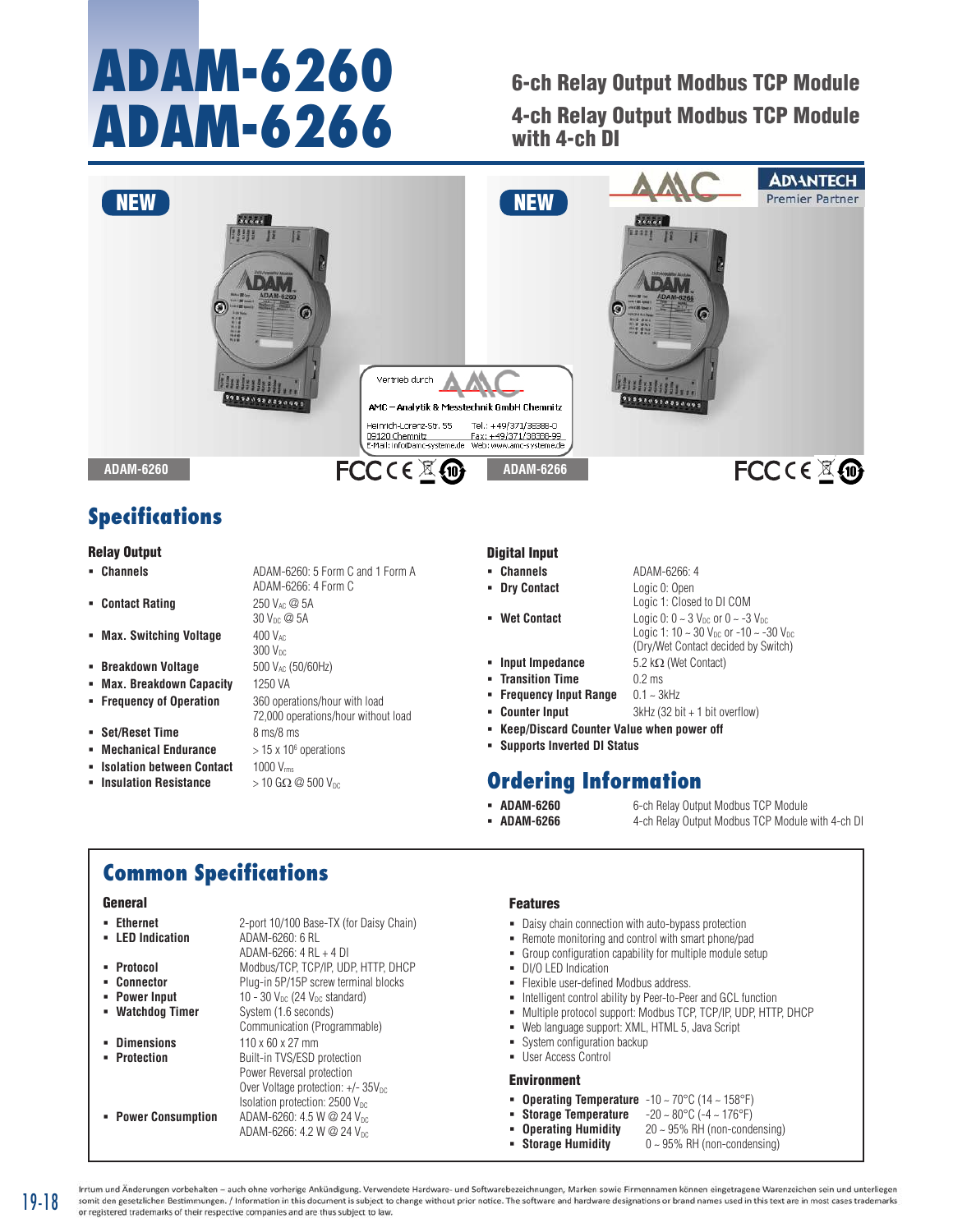# ADAM-6260
# ADAM-6266

## 6-ch Relay Output Modbus TCP Module
## 4-ch Relay Output Modbus TCP Module with 4-ch DI

NEW

NEW

Vertrieb durch

AMC – Analytik & Messtechnik GmbH Chemnitz
Heinrich-Lorenz-Str. 55
09120 Chemnitz
Tel.: +49/371/38388-0
Fax: +49/371/38388-99
E-Mail: info@amc-systeme.de
Web: www.amc-systeme.de

ADAM-6260

ADAM-6266

## Specifications

### Relay Output

- **Channels**: ADAM-6260: 5 Form C and 1 Form A; ADAM-6266: 4 Form C
- **Contact Rating**: 250 $V_{AC}$ @ 5A; 30 $V_{DC}$ @ 5A
- **Max. Switching Voltage**: 400 $V_{AC}$; 300 $V_{DC}$
- **Breakdown Voltage**: 500 $V_{AC}$ (50/60Hz)
- **Max. Breakdown Capacity**: 1250 VA
- **Frequency of Operation**: 360 operations/hour with load; 72,000 operations/hour without load
- **Set/Reset Time**: 8 ms/8 ms
- **Mechanical Endurance**: > 15 x $10^6$ operations
- **Isolation between Contact**: 1000 $V_{rms}$
- **Insulation Resistance**: > 10 GΩ @ 500 $V_{DC}$

### Digital Input

- **Channels**: ADAM-6266: 4
- **Dry Contact**: Logic 0: Open; Logic 1: Closed to DI COM
- **Wet Contact**: Logic 0: 0 ~ 3 $V_{DC}$ or 0 ~ -3 $V_{DC}$; Logic 1: 10 ~ 30 $V_{DC}$ or -10 ~ -30 $V_{DC}$ (Dry/Wet Contact decided by Switch)
- **Input Impedance**: 5.2 kΩ (Wet Contact)
- **Transition Time**: 0.2 ms
- **Frequency Input Range**: 0.1 ~ 3kHz
- **Counter Input**: 3kHz (32 bit + 1 bit overflow)
- **Keep/Discard Counter Value when power off**
- **Supports Inverted DI Status**

## Ordering Information

- **ADAM-6260**: 6-ch Relay Output Modbus TCP Module
- **ADAM-6266**: 4-ch Relay Output Modbus TCP Module with 4-ch DI

## Common Specifications

### General

- **Ethernet**: 2-port 10/100 Base-TX (for Daisy Chain)
- **LED Indication**: ADAM-6260: 6 RL; ADAM-6266: 4 RL + 4 DI
- **Protocol**: Modbus/TCP, TCP/IP, UDP, HTTP, DHCP
- **Connector**: Plug-in 5P/15P screw terminal blocks
- **Power Input**: 10 - 30 $V_{DC}$ (24 $V_{DC}$ standard)
- **Watchdog Timer**: System (1.6 seconds); Communication (Programmable)
- **Dimensions**: 110 x 60 x 27 mm
- **Protection**: Built-in TVS/ESD protection; Power Reversal protection; Over Voltage protection: +/- 35$V_{DC}$; Isolation protection: 2500 $V_{DC}$
- **Power Consumption**: ADAM-6260: 4.5 W @ 24 $V_{DC}$; ADAM-6266: 4.2 W @ 24 $V_{DC}$

### Features

- Daisy chain connection with auto-bypass protection
- Remote monitoring and control with smart phone/pad
- Group configuration capability for multiple module setup
- DI/O LED Indication
- Flexible user-defined Modbus address.
- Intelligent control ability by Peer-to-Peer and GCL function
- Multiple protocol support: Modbus TCP, TCP/IP, UDP, HTTP, DHCP
- Web language support: XML, HTML 5, Java Script
- System configuration backup
- User Access Control

### Environment

- **Operating Temperature**: -10 ~ 70°C (14 ~ 158°F)
- **Storage Temperature**: -20 ~ 80°C (-4 ~ 176°F)
- **Operating Humidity**: 20 ~ 95% RH (non-condensing)
- **Storage Humidity**: 0 ~ 95% RH (non-condensing)

Irrtum und Änderungen vorbehalten – auch ohne vorherige Ankündigung. Verwendete Hardware- und Softwarebezeichnungen, Marken sowie Firmennamen können eingetragene Warenzeichen sein und unterliegen somit den gesetzlichen Bestimmungen. / Information in this document is subject to change without prior notice. The software and hardware designations or brand names used in this text are in most cases trademarks or registered trademarks of their respective companies and are thus subject to law.